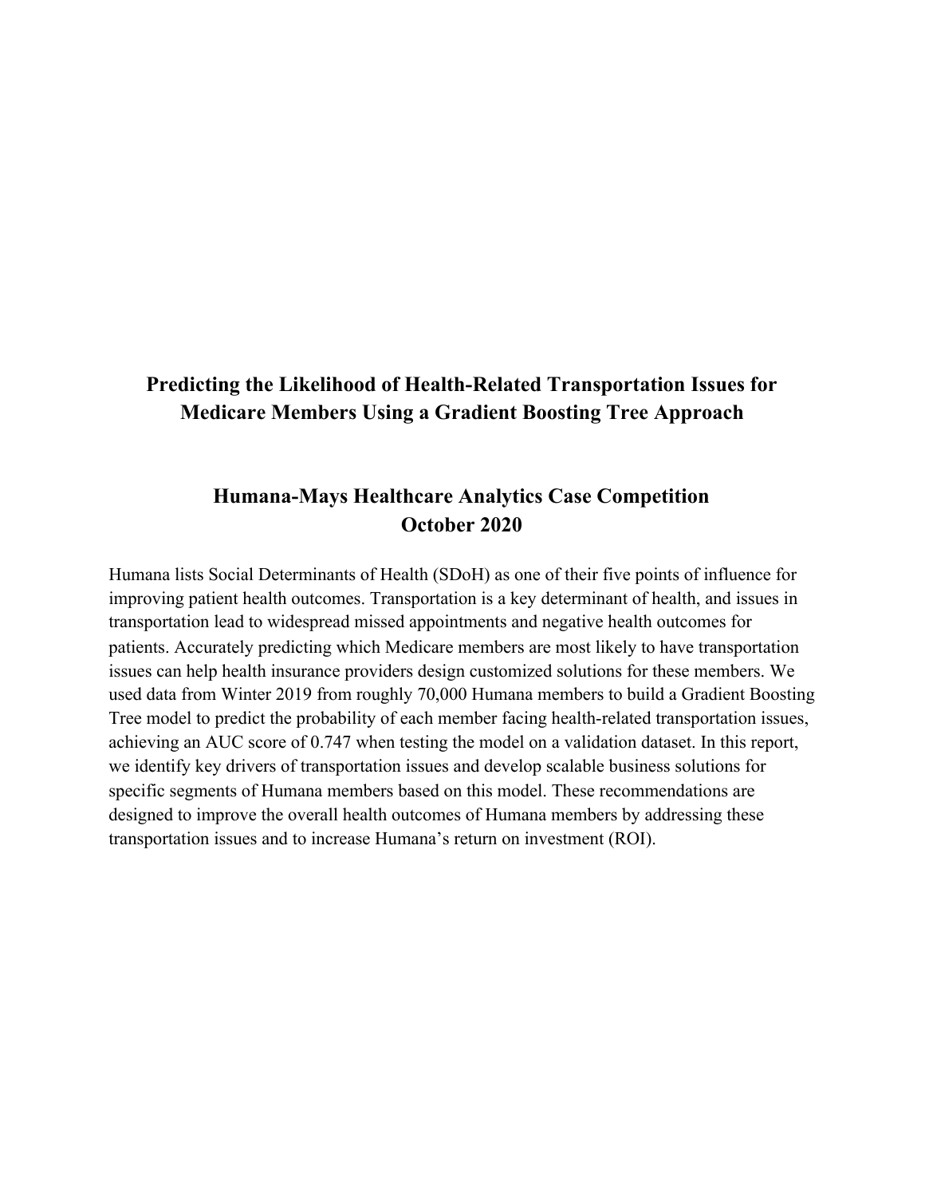# Predicting the Likelihood of Health-Related Transportation Issues for Medicare Members Using a Gradient Boosting Tree Approach

## Humana-Mays Healthcare Analytics Case Competition
## October 2020

Humana lists Social Determinants of Health (SDoH) as one of their five points of influence for improving patient health outcomes. Transportation is a key determinant of health, and issues in transportation lead to widespread missed appointments and negative health outcomes for patients. Accurately predicting which Medicare members are most likely to have transportation issues can help health insurance providers design customized solutions for these members. We used data from Winter 2019 from roughly 70,000 Humana members to build a Gradient Boosting Tree model to predict the probability of each member facing health-related transportation issues, achieving an AUC score of 0.747 when testing the model on a validation dataset. In this report, we identify key drivers of transportation issues and develop scalable business solutions for specific segments of Humana members based on this model. These recommendations are designed to improve the overall health outcomes of Humana members by addressing these transportation issues and to increase Humana's return on investment (ROI).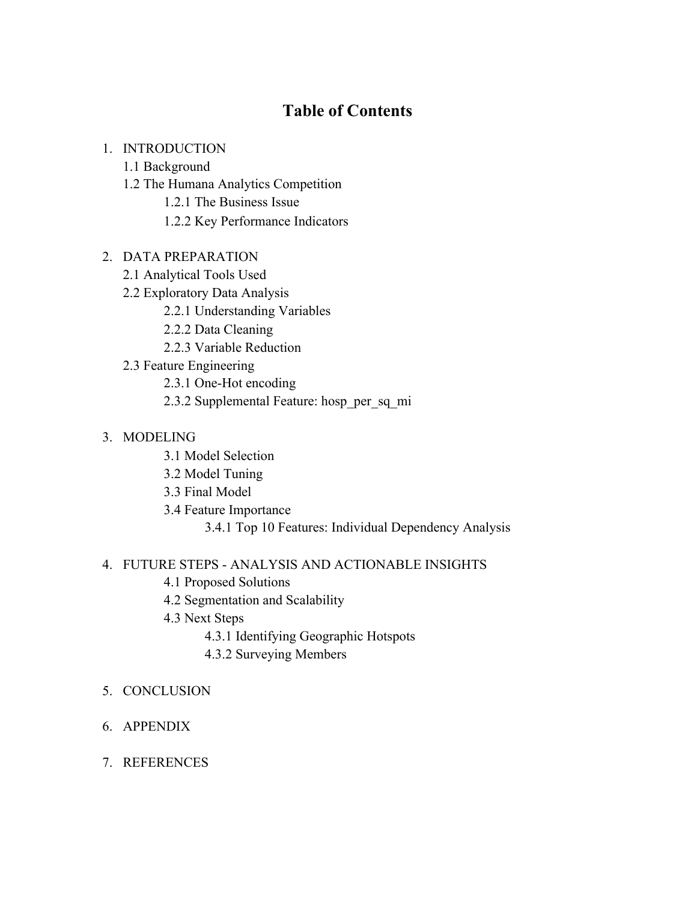# Table of Contents

1. INTRODUCTION
   - 1.1 Background
   - 1.2 The Humana Analytics Competition
     - 1.2.1 The Business Issue
     - 1.2.2 Key Performance Indicators

2. DATA PREPARATION
   - 2.1 Analytical Tools Used
   - 2.2 Exploratory Data Analysis
     - 2.2.1 Understanding Variables
     - 2.2.2 Data Cleaning
     - 2.2.3 Variable Reduction
   - 2.3 Feature Engineering
     - 2.3.1 One-Hot encoding
     - 2.3.2 Supplemental Feature: hosp_per_sq_mi

3. MODELING
   - 3.1 Model Selection
   - 3.2 Model Tuning
   - 3.3 Final Model
   - 3.4 Feature Importance
     - 3.4.1 Top 10 Features: Individual Dependency Analysis

4. FUTURE STEPS - ANALYSIS AND ACTIONABLE INSIGHTS
   - 4.1 Proposed Solutions
   - 4.2 Segmentation and Scalability
   - 4.3 Next Steps
     - 4.3.1 Identifying Geographic Hotspots
     - 4.3.2 Surveying Members

5. CONCLUSION

6. APPENDIX

7. REFERENCES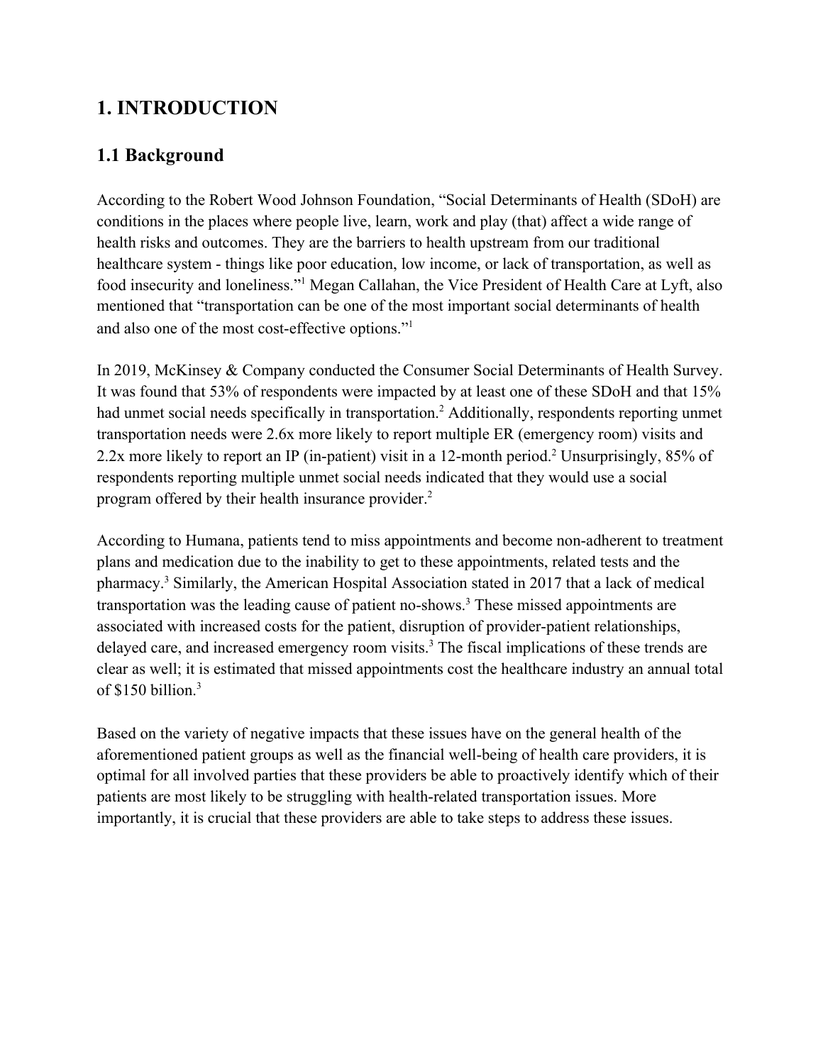# 1. INTRODUCTION

## 1.1 Background

According to the Robert Wood Johnson Foundation, “Social Determinants of Health (SDoH) are conditions in the places where people live, learn, work and play (that) affect a wide range of health risks and outcomes. They are the barriers to health upstream from our traditional healthcare system - things like poor education, low income, or lack of transportation, as well as food insecurity and loneliness.”[1] Megan Callahan, the Vice President of Health Care at Lyft, also mentioned that “transportation can be one of the most important social determinants of health and also one of the most cost-effective options.”[1]

In 2019, McKinsey & Company conducted the Consumer Social Determinants of Health Survey. It was found that 53% of respondents were impacted by at least one of these SDoH and that 15% had unmet social needs specifically in transportation.[2] Additionally, respondents reporting unmet transportation needs were 2.6x more likely to report multiple ER (emergency room) visits and 2.2x more likely to report an IP (in-patient) visit in a 12-month period.[2] Unsurprisingly, 85% of respondents reporting multiple unmet social needs indicated that they would use a social program offered by their health insurance provider.[2]

According to Humana, patients tend to miss appointments and become non-adherent to treatment plans and medication due to the inability to get to these appointments, related tests and the pharmacy.[3] Similarly, the American Hospital Association stated in 2017 that a lack of medical transportation was the leading cause of patient no-shows.[3] These missed appointments are associated with increased costs for the patient, disruption of provider-patient relationships, delayed care, and increased emergency room visits.[3] The fiscal implications of these trends are clear as well; it is estimated that missed appointments cost the healthcare industry an annual total of $150 billion.[3]

Based on the variety of negative impacts that these issues have on the general health of the aforementioned patient groups as well as the financial well-being of health care providers, it is optimal for all involved parties that these providers be able to proactively identify which of their patients are most likely to be struggling with health-related transportation issues. More importantly, it is crucial that these providers are able to take steps to address these issues.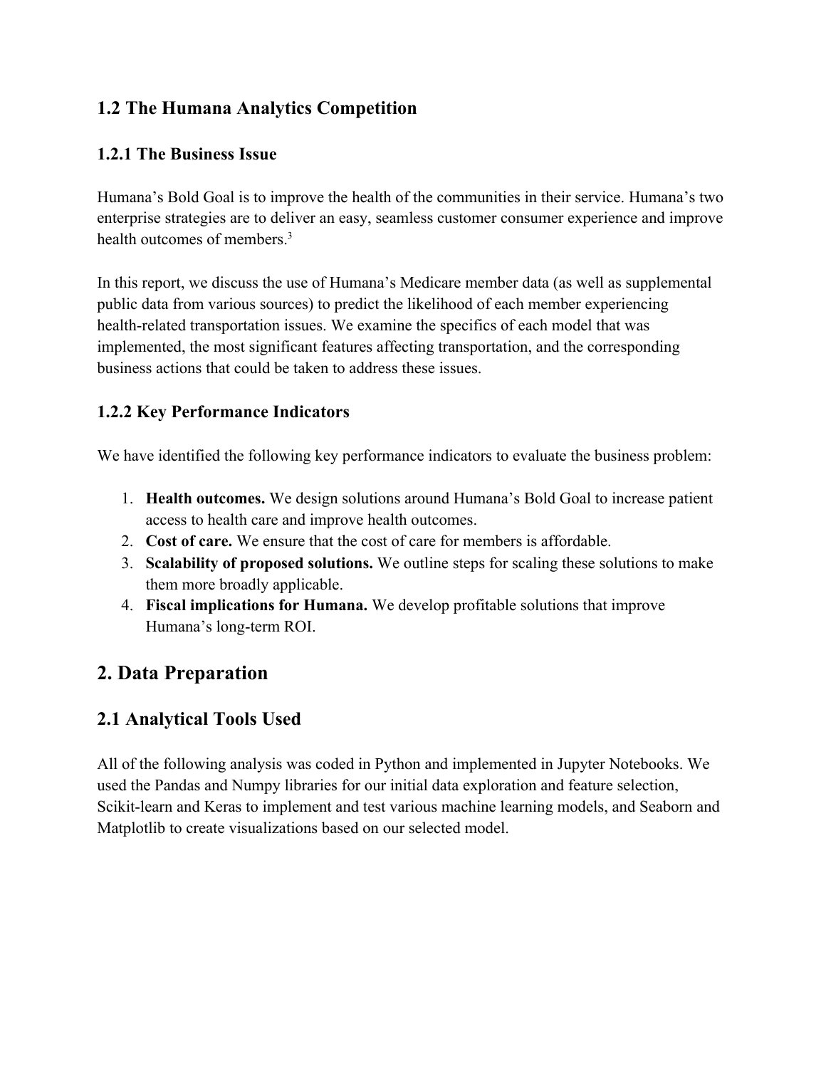### 1.2 The Humana Analytics Competition

#### 1.2.1 The Business Issue

Humana's Bold Goal is to improve the health of the communities in their service. Humana's two enterprise strategies are to deliver an easy, seamless customer consumer experience and improve health outcomes of members.[3]

In this report, we discuss the use of Humana's Medicare member data (as well as supplemental public data from various sources) to predict the likelihood of each member experiencing health-related transportation issues. We examine the specifics of each model that was implemented, the most significant features affecting transportation, and the corresponding business actions that could be taken to address these issues.

#### 1.2.2 Key Performance Indicators

We have identified the following key performance indicators to evaluate the business problem:

1. **Health outcomes.** We design solutions around Humana's Bold Goal to increase patient access to health care and improve health outcomes.
2. **Cost of care.** We ensure that the cost of care for members is affordable.
3. **Scalability of proposed solutions.** We outline steps for scaling these solutions to make them more broadly applicable.
4. **Fiscal implications for Humana.** We develop profitable solutions that improve Humana's long-term ROI.

## 2. Data Preparation

### 2.1 Analytical Tools Used

All of the following analysis was coded in Python and implemented in Jupyter Notebooks. We used the Pandas and Numpy libraries for our initial data exploration and feature selection, Scikit-learn and Keras to implement and test various machine learning models, and Seaborn and Matplotlib to create visualizations based on our selected model.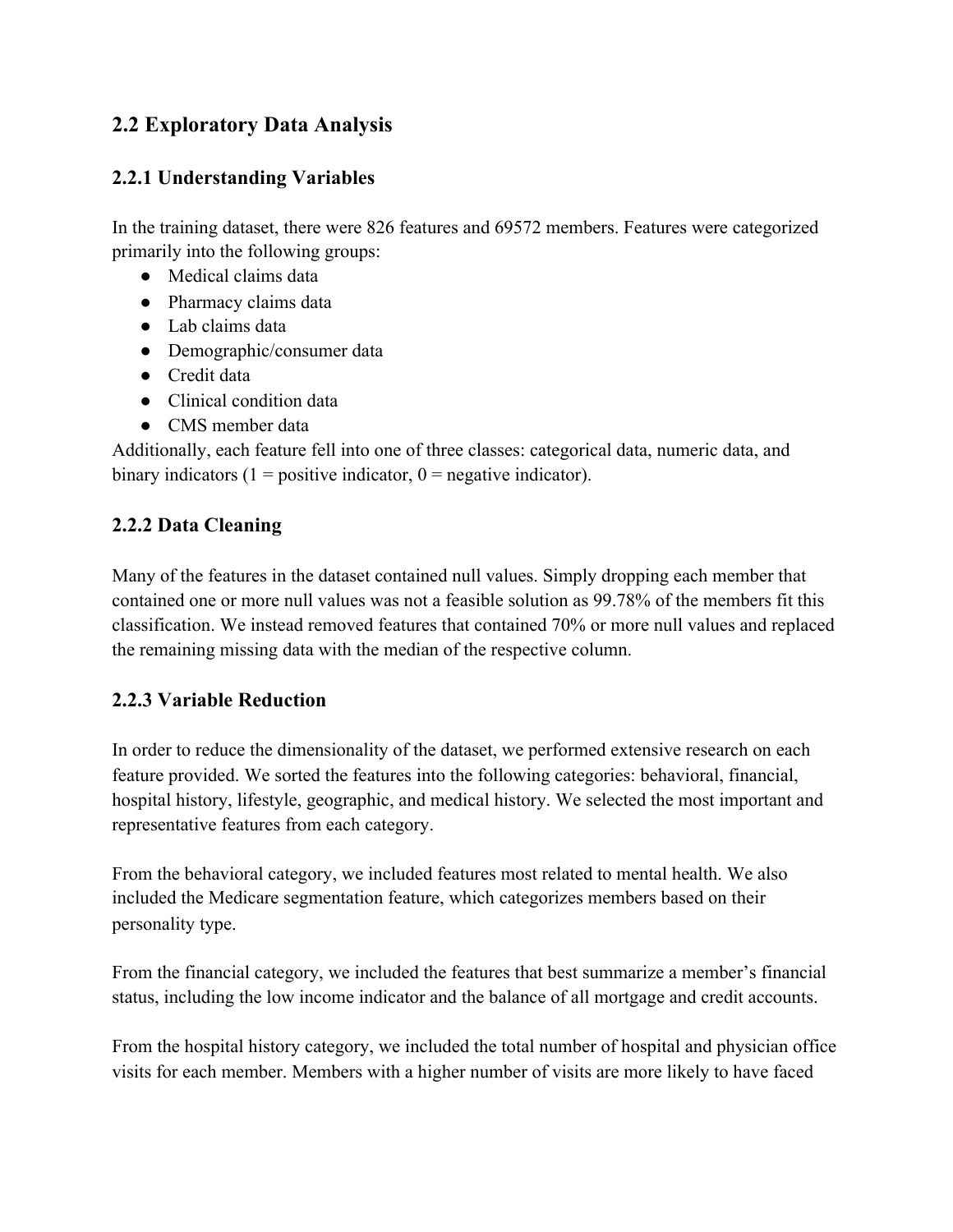## 2.2 Exploratory Data Analysis

### 2.2.1 Understanding Variables

In the training dataset, there were 826 features and 69572 members. Features were categorized primarily into the following groups:

- Medical claims data
- Pharmacy claims data
- Lab claims data
- Demographic/consumer data
- Credit data
- Clinical condition data
- CMS member data

Additionally, each feature fell into one of three classes: categorical data, numeric data, and binary indicators (1 = positive indicator, 0 = negative indicator).

### 2.2.2 Data Cleaning

Many of the features in the dataset contained null values. Simply dropping each member that contained one or more null values was not a feasible solution as 99.78% of the members fit this classification. We instead removed features that contained 70% or more null values and replaced the remaining missing data with the median of the respective column.

### 2.2.3 Variable Reduction

In order to reduce the dimensionality of the dataset, we performed extensive research on each feature provided. We sorted the features into the following categories: behavioral, financial, hospital history, lifestyle, geographic, and medical history. We selected the most important and representative features from each category.

From the behavioral category, we included features most related to mental health. We also included the Medicare segmentation feature, which categorizes members based on their personality type.

From the financial category, we included the features that best summarize a member's financial status, including the low income indicator and the balance of all mortgage and credit accounts.

From the hospital history category, we included the total number of hospital and physician office visits for each member. Members with a higher number of visits are more likely to have faced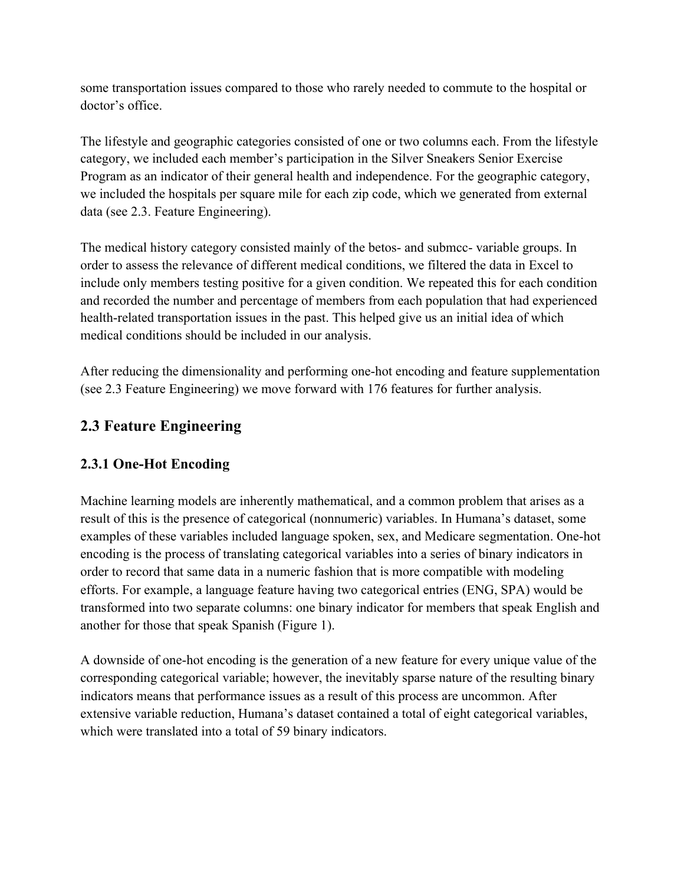some transportation issues compared to those who rarely needed to commute to the hospital or doctor's office.

The lifestyle and geographic categories consisted of one or two columns each. From the lifestyle category, we included each member's participation in the Silver Sneakers Senior Exercise Program as an indicator of their general health and independence. For the geographic category, we included the hospitals per square mile for each zip code, which we generated from external data (see 2.3. Feature Engineering).

The medical history category consisted mainly of the betos- and submcc- variable groups. In order to assess the relevance of different medical conditions, we filtered the data in Excel to include only members testing positive for a given condition. We repeated this for each condition and recorded the number and percentage of members from each population that had experienced health-related transportation issues in the past. This helped give us an initial idea of which medical conditions should be included in our analysis.

After reducing the dimensionality and performing one-hot encoding and feature supplementation (see 2.3 Feature Engineering) we move forward with 176 features for further analysis.

## 2.3 Feature Engineering

### 2.3.1 One-Hot Encoding

Machine learning models are inherently mathematical, and a common problem that arises as a result of this is the presence of categorical (nonnumeric) variables. In Humana's dataset, some examples of these variables included language spoken, sex, and Medicare segmentation. One-hot encoding is the process of translating categorical variables into a series of binary indicators in order to record that same data in a numeric fashion that is more compatible with modeling efforts. For example, a language feature having two categorical entries (ENG, SPA) would be transformed into two separate columns: one binary indicator for members that speak English and another for those that speak Spanish (Figure 1).

A downside of one-hot encoding is the generation of a new feature for every unique value of the corresponding categorical variable; however, the inevitably sparse nature of the resulting binary indicators means that performance issues as a result of this process are uncommon. After extensive variable reduction, Humana's dataset contained a total of eight categorical variables, which were translated into a total of 59 binary indicators.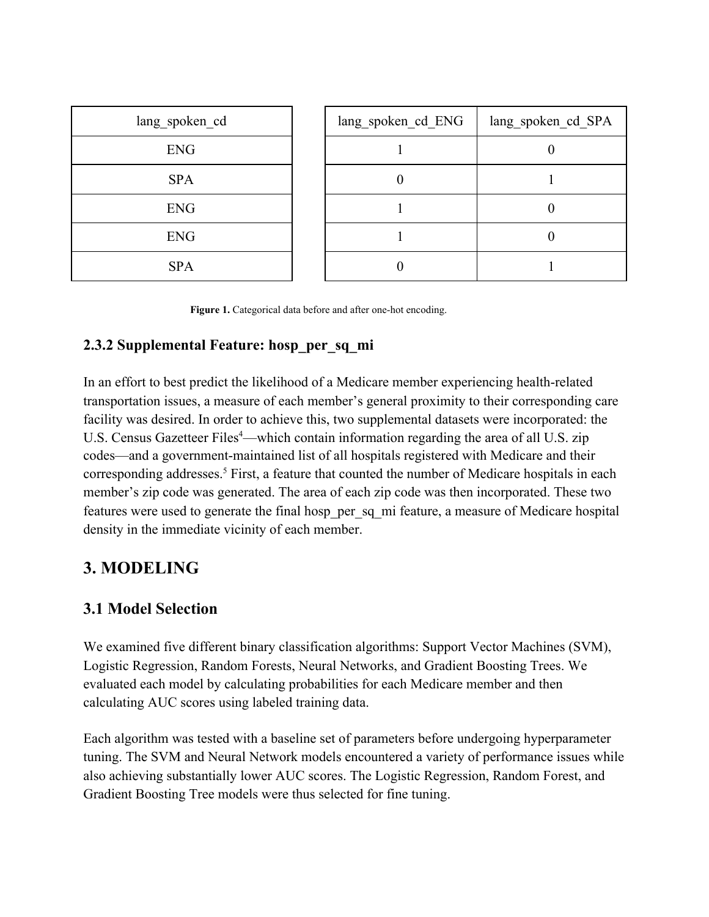| lang_spoken_cd |
| --- |
| ENG |
| SPA |
| ENG |
| ENG |
| SPA |

| lang_spoken_cd_ENG | lang_spoken_cd_SPA |
| --- | --- |
| 1 | 0 |
| 0 | 1 |
| 1 | 0 |
| 1 | 0 |
| 0 | 1 |

**Figure 1.** Categorical data before and after one-hot encoding.

### 2.3.2 Supplemental Feature: hosp_per_sq_mi

In an effort to best predict the likelihood of a Medicare member experiencing health-related transportation issues, a measure of each member's general proximity to their corresponding care facility was desired. In order to achieve this, two supplemental datasets were incorporated: the U.S. Census Gazetteer Files[4]—which contain information regarding the area of all U.S. zip codes—and a government-maintained list of all hospitals registered with Medicare and their corresponding addresses.[5] First, a feature that counted the number of Medicare hospitals in each member's zip code was generated. The area of each zip code was then incorporated. These two features were used to generate the final hosp_per_sq_mi feature, a measure of Medicare hospital density in the immediate vicinity of each member.

## 3. MODELING

### 3.1 Model Selection

We examined five different binary classification algorithms: Support Vector Machines (SVM), Logistic Regression, Random Forests, Neural Networks, and Gradient Boosting Trees. We evaluated each model by calculating probabilities for each Medicare member and then calculating AUC scores using labeled training data.

Each algorithm was tested with a baseline set of parameters before undergoing hyperparameter tuning. The SVM and Neural Network models encountered a variety of performance issues while also achieving substantially lower AUC scores. The Logistic Regression, Random Forest, and Gradient Boosting Tree models were thus selected for fine tuning.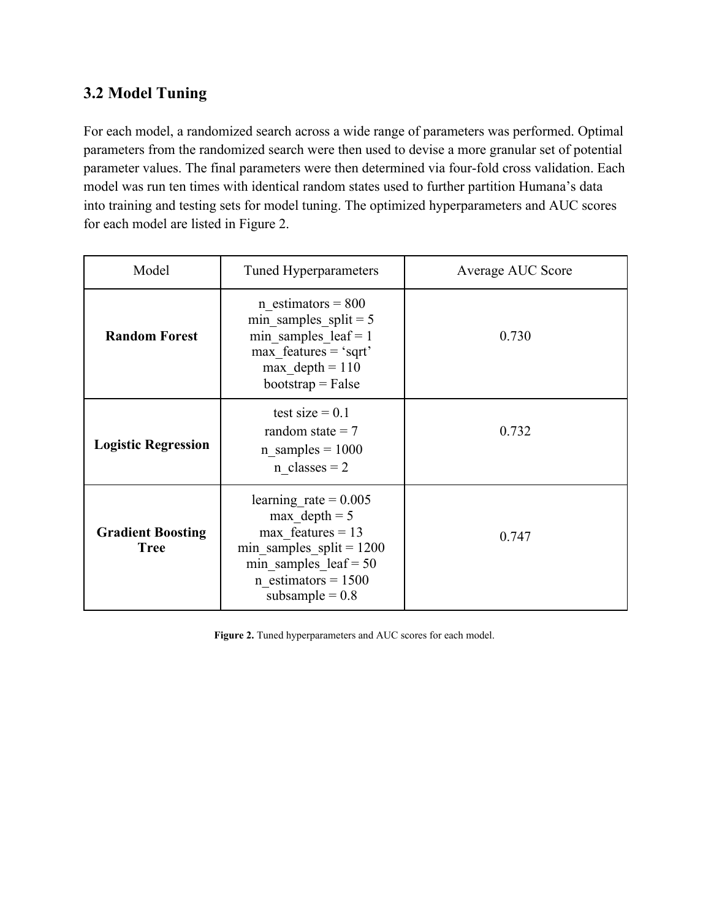### 3.2 Model Tuning

For each model, a randomized search across a wide range of parameters was performed. Optimal parameters from the randomized search were then used to devise a more granular set of potential parameter values. The final parameters were then determined via four-fold cross validation. Each model was run ten times with identical random states used to further partition Humana's data into training and testing sets for model tuning. The optimized hyperparameters and AUC scores for each model are listed in Figure 2.

| Model | Tuned Hyperparameters | Average AUC Score |
| --- | --- | --- |
| **Random Forest** | n_estimators = 800<br>min_samples_split = 5<br>min_samples_leaf = 1<br>max_features = 'sqrt'<br>max_depth = 110<br>bootstrap = False | 0.730 |
| **Logistic Regression** | test size = 0.1<br>random state = 7<br>n_samples = 1000<br>n_classes = 2 | 0.732 |
| **Gradient Boosting Tree** | learning_rate = 0.005<br>max_depth = 5<br>max_features = 13<br>min_samples_split = 1200<br>min_samples_leaf = 50<br>n_estimators = 1500<br>subsample = 0.8 | 0.747 |

**Figure 2.** Tuned hyperparameters and AUC scores for each model.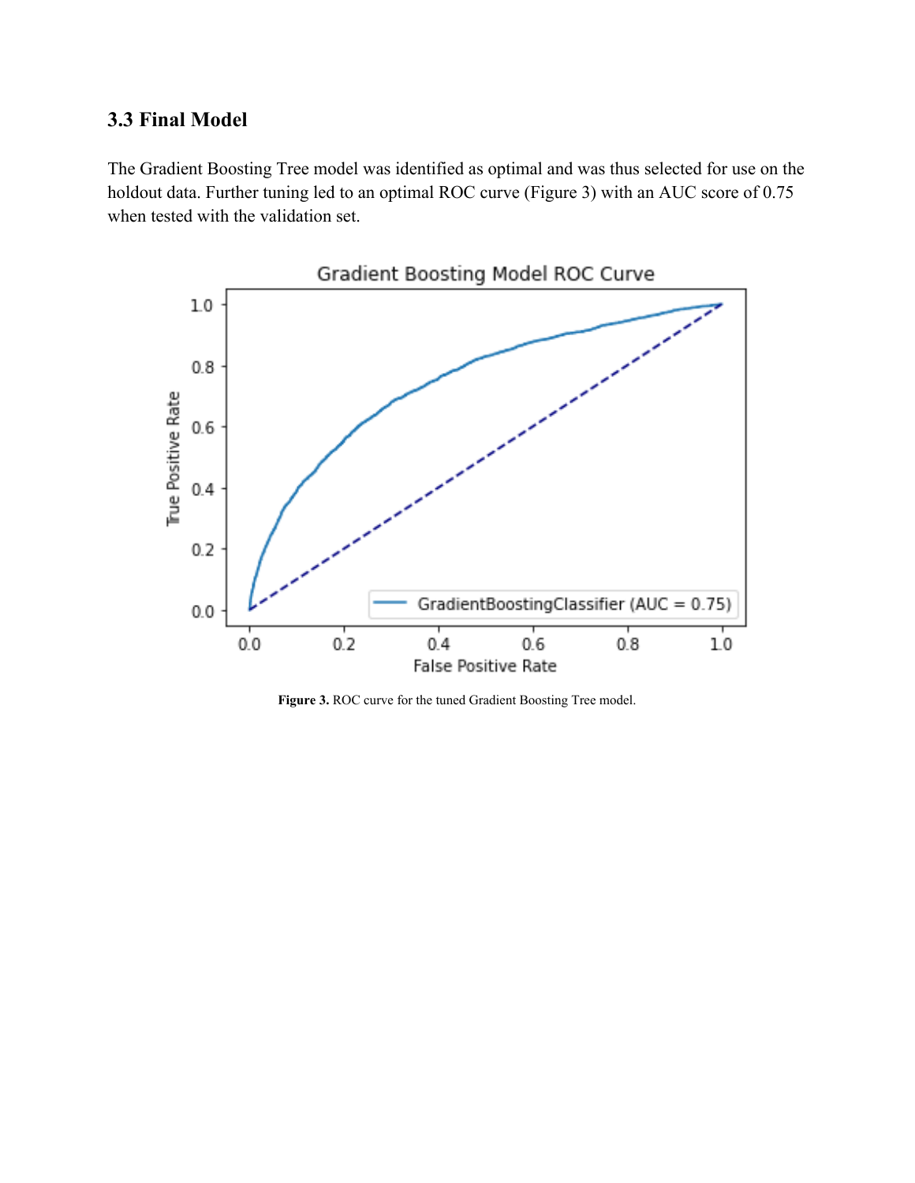### 3.3 Final Model

The Gradient Boosting Tree model was identified as optimal and was thus selected for use on the holdout data. Further tuning led to an optimal ROC curve (Figure 3) with an AUC score of 0.75 when tested with the validation set.

**Figure 3.** ROC curve for the tuned Gradient Boosting Tree model.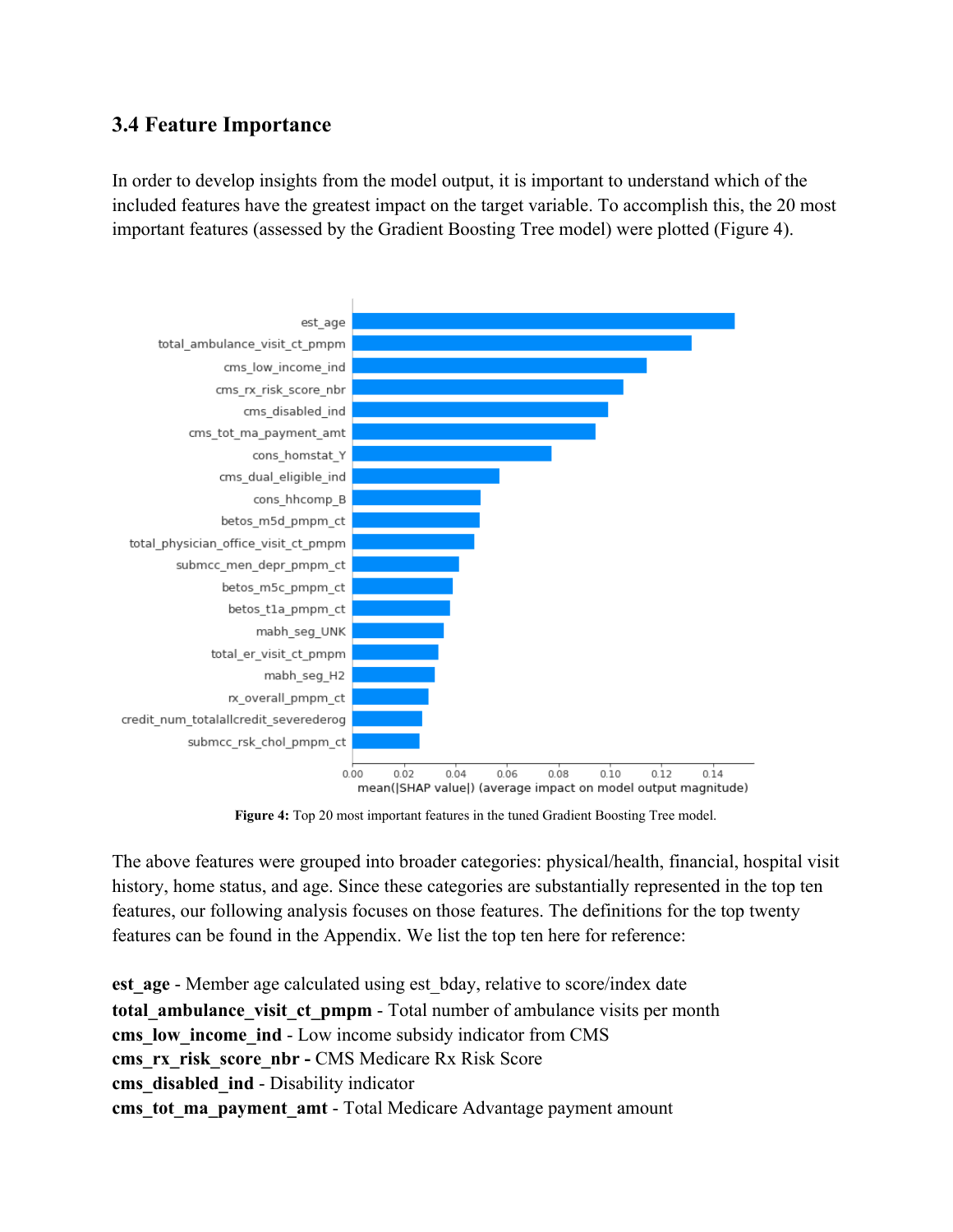### 3.4 Feature Importance

In order to develop insights from the model output, it is important to understand which of the included features have the greatest impact on the target variable. To accomplish this, the 20 most important features (assessed by the Gradient Boosting Tree model) were plotted (Figure 4).

**Figure 4:** Top 20 most important features in the tuned Gradient Boosting Tree model.

The above features were grouped into broader categories: physical/health, financial, hospital visit history, home status, and age. Since these categories are substantially represented in the top ten features, our following analysis focuses on those features. The definitions for the top twenty features can be found in the Appendix. We list the top ten here for reference:

**est_age** - Member age calculated using est_bday, relative to score/index date
**total_ambulance_visit_ct_pmpm** - Total number of ambulance visits per month
**cms_low_income_ind** - Low income subsidy indicator from CMS
**cms_rx_risk_score_nbr -** CMS Medicare Rx Risk Score
**cms_disabled_ind** - Disability indicator
**cms_tot_ma_payment_amt** - Total Medicare Advantage payment amount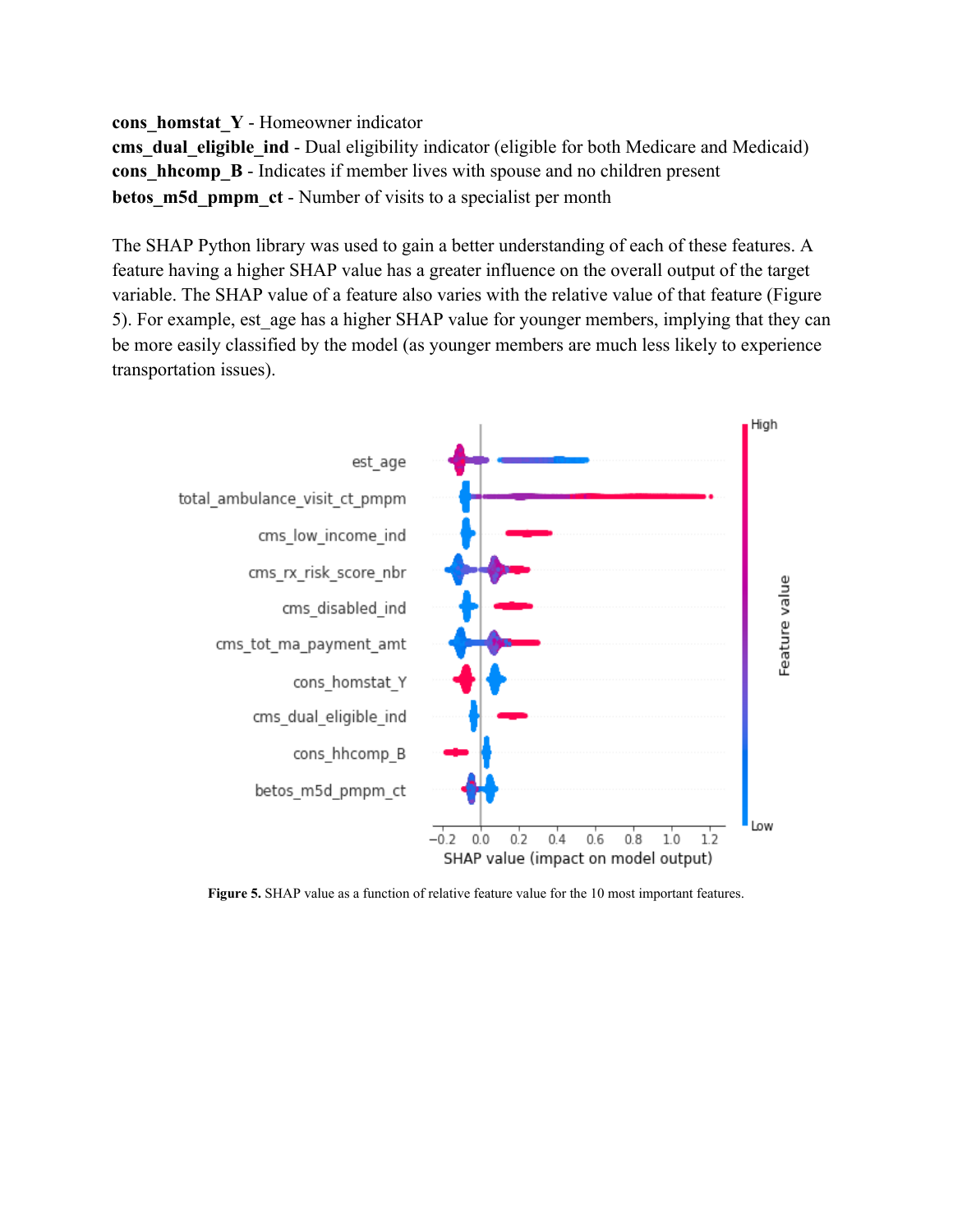**cons_homstat_Y** - Homeowner indicator
**cms_dual_eligible_ind** - Dual eligibility indicator (eligible for both Medicare and Medicaid)
**cons_hhcomp_B** - Indicates if member lives with spouse and no children present
**betos_m5d_pmpm_ct** - Number of visits to a specialist per month

The SHAP Python library was used to gain a better understanding of each of these features. A feature having a higher SHAP value has a greater influence on the overall output of the target variable. The SHAP value of a feature also varies with the relative value of that feature (Figure 5). For example, est_age has a higher SHAP value for younger members, implying that they can be more easily classified by the model (as younger members are much less likely to experience transportation issues).

**Figure 5.** SHAP value as a function of relative feature value for the 10 most important features.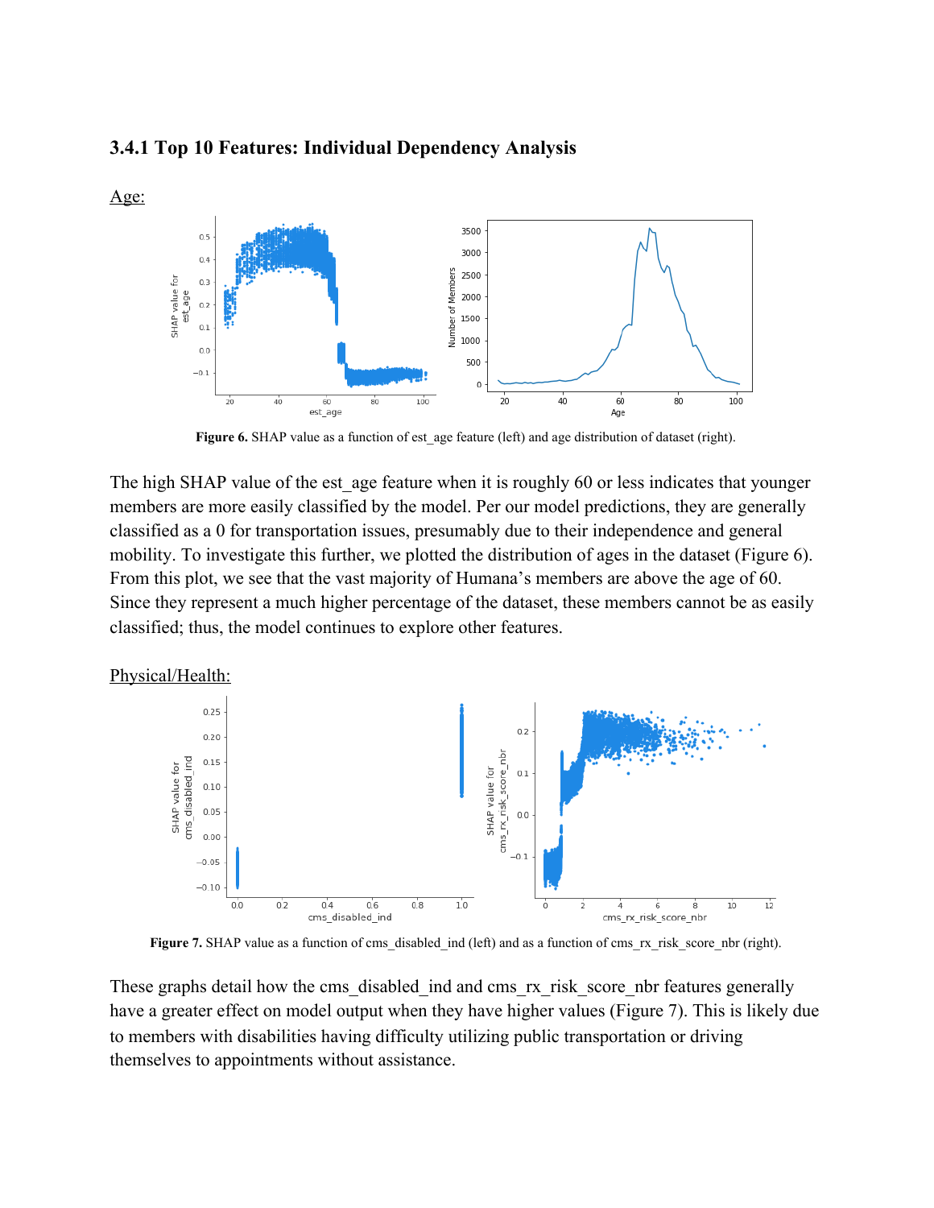### 3.4.1 Top 10 Features: Individual Dependency Analysis

Age:

**Figure 6.** SHAP value as a function of est_age feature (left) and age distribution of dataset (right).

The high SHAP value of the est_age feature when it is roughly 60 or less indicates that younger members are more easily classified by the model. Per our model predictions, they are generally classified as a 0 for transportation issues, presumably due to their independence and general mobility. To investigate this further, we plotted the distribution of ages in the dataset (Figure 6). From this plot, we see that the vast majority of Humana's members are above the age of 60. Since they represent a much higher percentage of the dataset, these members cannot be as easily classified; thus, the model continues to explore other features.

Physical/Health:

**Figure 7.** SHAP value as a function of cms_disabled_ind (left) and as a function of cms_rx_risk_score_nbr (right).

These graphs detail how the cms_disabled_ind and cms_rx_risk_score_nbr features generally have a greater effect on model output when they have higher values (Figure 7). This is likely due to members with disabilities having difficulty utilizing public transportation or driving themselves to appointments without assistance.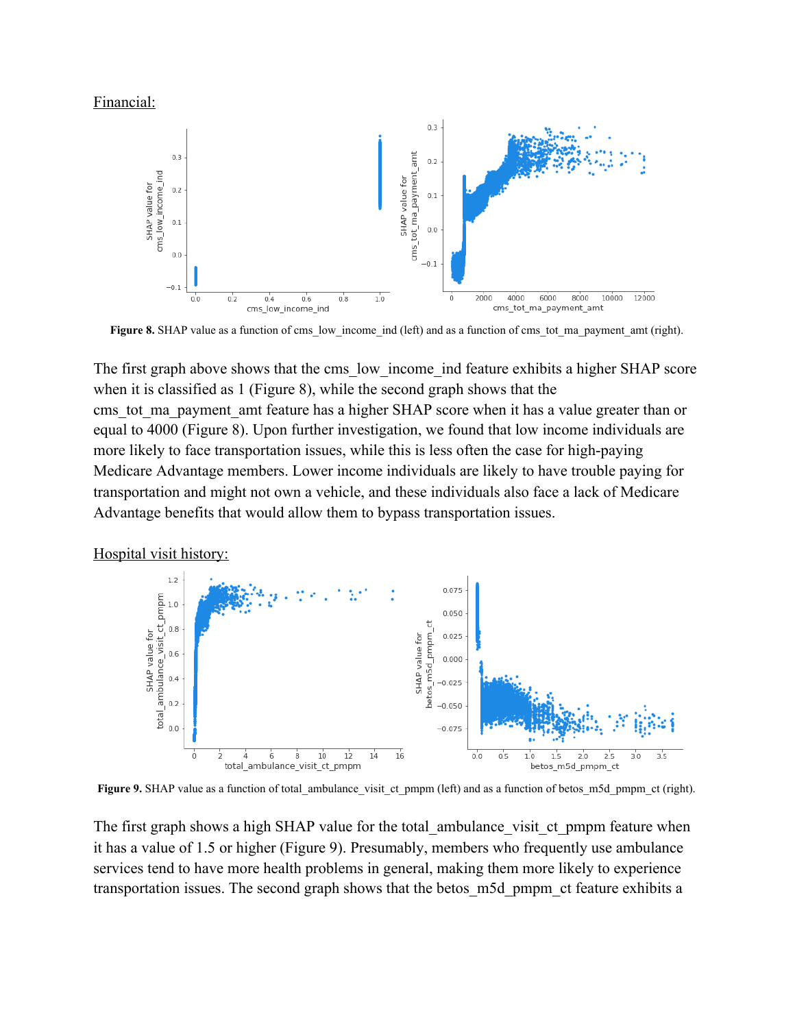Financial:

**Figure 8.** SHAP value as a function of cms_low_income_ind (left) and as a function of cms_tot_ma_payment_amt (right).

The first graph above shows that the cms_low_income_ind feature exhibits a higher SHAP score when it is classified as 1 (Figure 8), while the second graph shows that the cms_tot_ma_payment_amt feature has a higher SHAP score when it has a value greater than or equal to 4000 (Figure 8). Upon further investigation, we found that low income individuals are more likely to face transportation issues, while this is less often the case for high-paying Medicare Advantage members. Lower income individuals are likely to have trouble paying for transportation and might not own a vehicle, and these individuals also face a lack of Medicare Advantage benefits that would allow them to bypass transportation issues.

Hospital visit history:

**Figure 9.** SHAP value as a function of total_ambulance_visit_ct_pmpm (left) and as a function of betos_m5d_pmpm_ct (right).

The first graph shows a high SHAP value for the total_ambulance_visit_ct_pmpm feature when it has a value of 1.5 or higher (Figure 9). Presumably, members who frequently use ambulance services tend to have more health problems in general, making them more likely to experience transportation issues. The second graph shows that the betos_m5d_pmpm_ct feature exhibits a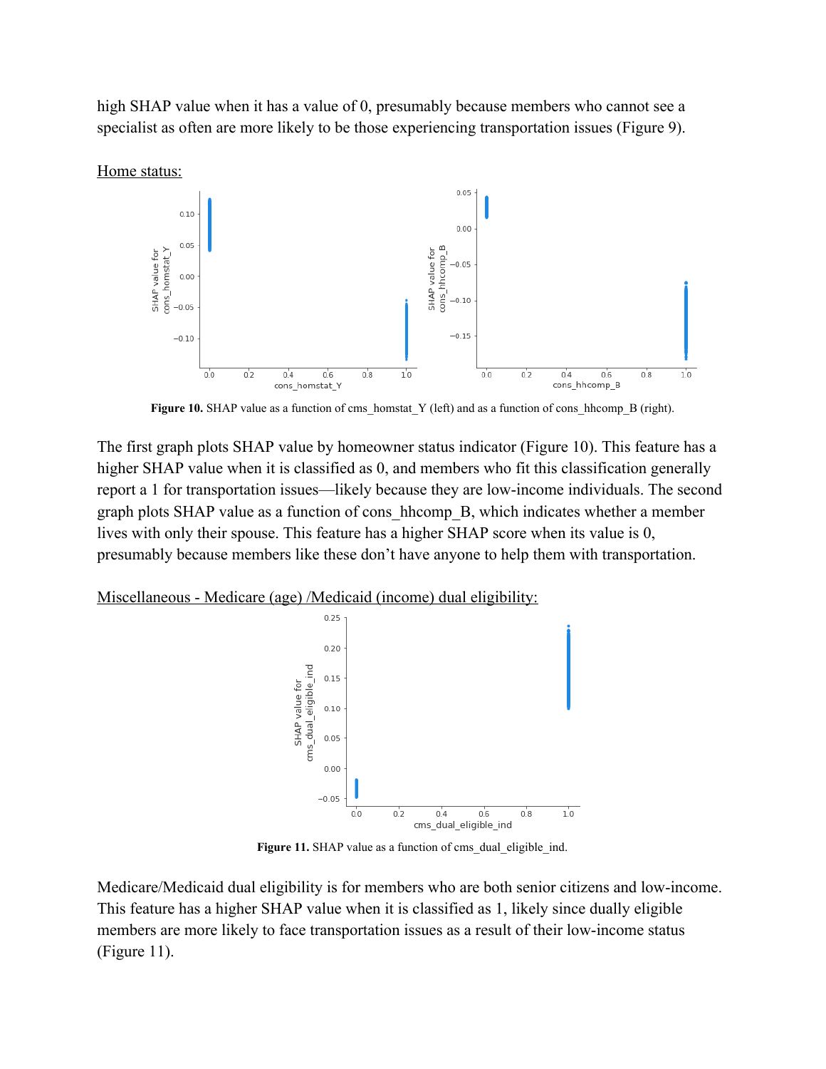high SHAP value when it has a value of 0, presumably because members who cannot see a specialist as often are more likely to be those experiencing transportation issues (Figure 9).

Home status:

**Figure 10.** SHAP value as a function of cms_homstat_Y (left) and as a function of cons_hhcomp_B (right).

The first graph plots SHAP value by homeowner status indicator (Figure 10). This feature has a higher SHAP value when it is classified as 0, and members who fit this classification generally report a 1 for transportation issues—likely because they are low-income individuals. The second graph plots SHAP value as a function of cons_hhcomp_B, which indicates whether a member lives with only their spouse. This feature has a higher SHAP score when its value is 0, presumably because members like these don't have anyone to help them with transportation.

Miscellaneous - Medicare (age) /Medicaid (income) dual eligibility:

**Figure 11.** SHAP value as a function of cms_dual_eligible_ind.

Medicare/Medicaid dual eligibility is for members who are both senior citizens and low-income. This feature has a higher SHAP value when it is classified as 1, likely since dually eligible members are more likely to face transportation issues as a result of their low-income status (Figure 11).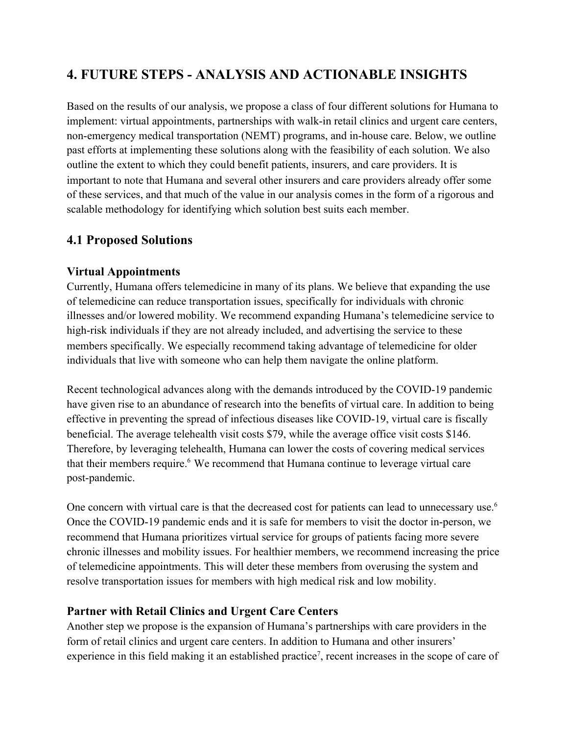## 4. FUTURE STEPS - ANALYSIS AND ACTIONABLE INSIGHTS

Based on the results of our analysis, we propose a class of four different solutions for Humana to implement: virtual appointments, partnerships with walk-in retail clinics and urgent care centers, non-emergency medical transportation (NEMT) programs, and in-house care. Below, we outline past efforts at implementing these solutions along with the feasibility of each solution. We also outline the extent to which they could benefit patients, insurers, and care providers. It is important to note that Humana and several other insurers and care providers already offer some of these services, and that much of the value in our analysis comes in the form of a rigorous and scalable methodology for identifying which solution best suits each member.

### 4.1 Proposed Solutions

#### Virtual Appointments

Currently, Humana offers telemedicine in many of its plans. We believe that expanding the use of telemedicine can reduce transportation issues, specifically for individuals with chronic illnesses and/or lowered mobility. We recommend expanding Humana's telemedicine service to high-risk individuals if they are not already included, and advertising the service to these members specifically. We especially recommend taking advantage of telemedicine for older individuals that live with someone who can help them navigate the online platform.

Recent technological advances along with the demands introduced by the COVID-19 pandemic have given rise to an abundance of research into the benefits of virtual care. In addition to being effective in preventing the spread of infectious diseases like COVID-19, virtual care is fiscally beneficial. The average telehealth visit costs $79, while the average office visit costs $146. Therefore, by leveraging telehealth, Humana can lower the costs of covering medical services that their members require.[6] We recommend that Humana continue to leverage virtual care post-pandemic.

One concern with virtual care is that the decreased cost for patients can lead to unnecessary use.[6] Once the COVID-19 pandemic ends and it is safe for members to visit the doctor in-person, we recommend that Humana prioritizes virtual service for groups of patients facing more severe chronic illnesses and mobility issues. For healthier members, we recommend increasing the price of telemedicine appointments. This will deter these members from overusing the system and resolve transportation issues for members with high medical risk and low mobility.

#### Partner with Retail Clinics and Urgent Care Centers

Another step we propose is the expansion of Humana's partnerships with care providers in the form of retail clinics and urgent care centers. In addition to Humana and other insurers' experience in this field making it an established practice[7], recent increases in the scope of care of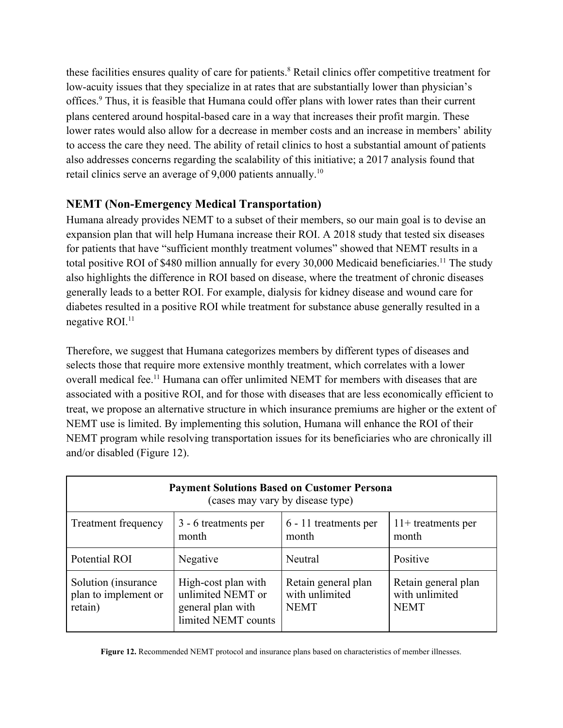these facilities ensures quality of care for patients.[8] Retail clinics offer competitive treatment for low-acuity issues that they specialize in at rates that are substantially lower than physician's offices.[9] Thus, it is feasible that Humana could offer plans with lower rates than their current plans centered around hospital-based care in a way that increases their profit margin. These lower rates would also allow for a decrease in member costs and an increase in members' ability to access the care they need. The ability of retail clinics to host a substantial amount of patients also addresses concerns regarding the scalability of this initiative; a 2017 analysis found that retail clinics serve an average of 9,000 patients annually.[10]

### NEMT (Non-Emergency Medical Transportation)

Humana already provides NEMT to a subset of their members, so our main goal is to devise an expansion plan that will help Humana increase their ROI. A 2018 study that tested six diseases for patients that have "sufficient monthly treatment volumes" showed that NEMT results in a total positive ROI of $480 million annually for every 30,000 Medicaid beneficiaries.[11] The study also highlights the difference in ROI based on disease, where the treatment of chronic diseases generally leads to a better ROI. For example, dialysis for kidney disease and wound care for diabetes resulted in a positive ROI while treatment for substance abuse generally resulted in a negative ROI.[11]

Therefore, we suggest that Humana categorizes members by different types of diseases and selects those that require more extensive monthly treatment, which correlates with a lower overall medical fee.[11] Humana can offer unlimited NEMT for members with diseases that are associated with a positive ROI, and for those with diseases that are less economically efficient to treat, we propose an alternative structure in which insurance premiums are higher or the extent of NEMT use is limited. By implementing this solution, Humana will enhance the ROI of their NEMT program while resolving transportation issues for its beneficiaries who are chronically ill and/or disabled (Figure 12).

| **Payment Solutions Based on Customer Persona** (cases may vary by disease type) | | | |
|---|---|---|---|
| Treatment frequency | 3 - 6 treatments per month | 6 - 11 treatments per month | 11+ treatments per month |
| Potential ROI | Negative | Neutral | Positive |
| Solution (insurance plan to implement or retain) | High-cost plan with unlimited NEMT or general plan with limited NEMT counts | Retain general plan with unlimited NEMT | Retain general plan with unlimited NEMT |

**Figure 12.** Recommended NEMT protocol and insurance plans based on characteristics of member illnesses.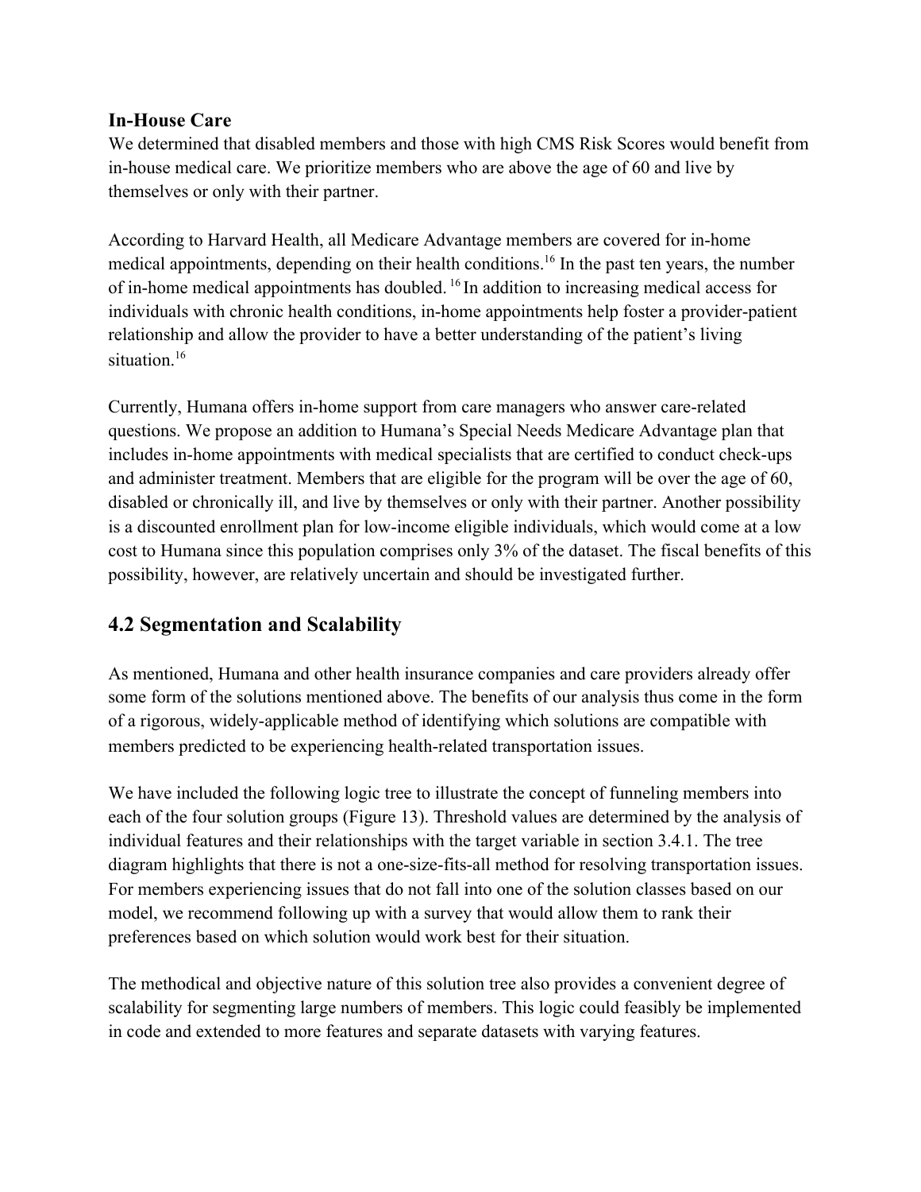### In-House Care

We determined that disabled members and those with high CMS Risk Scores would benefit from in-house medical care. We prioritize members who are above the age of 60 and live by themselves or only with their partner.

According to Harvard Health, all Medicare Advantage members are covered for in-home medical appointments, depending on their health conditions.[16] In the past ten years, the number of in-home medical appointments has doubled. [16] In addition to increasing medical access for individuals with chronic health conditions, in-home appointments help foster a provider-patient relationship and allow the provider to have a better understanding of the patient's living situation.[16]

Currently, Humana offers in-home support from care managers who answer care-related questions. We propose an addition to Humana's Special Needs Medicare Advantage plan that includes in-home appointments with medical specialists that are certified to conduct check-ups and administer treatment. Members that are eligible for the program will be over the age of 60, disabled or chronically ill, and live by themselves or only with their partner. Another possibility is a discounted enrollment plan for low-income eligible individuals, which would come at a low cost to Humana since this population comprises only 3% of the dataset. The fiscal benefits of this possibility, however, are relatively uncertain and should be investigated further.

## 4.2 Segmentation and Scalability

As mentioned, Humana and other health insurance companies and care providers already offer some form of the solutions mentioned above. The benefits of our analysis thus come in the form of a rigorous, widely-applicable method of identifying which solutions are compatible with members predicted to be experiencing health-related transportation issues.

We have included the following logic tree to illustrate the concept of funneling members into each of the four solution groups (Figure 13). Threshold values are determined by the analysis of individual features and their relationships with the target variable in section 3.4.1. The tree diagram highlights that there is not a one-size-fits-all method for resolving transportation issues. For members experiencing issues that do not fall into one of the solution classes based on our model, we recommend following up with a survey that would allow them to rank their preferences based on which solution would work best for their situation.

The methodical and objective nature of this solution tree also provides a convenient degree of scalability for segmenting large numbers of members. This logic could feasibly be implemented in code and extended to more features and separate datasets with varying features.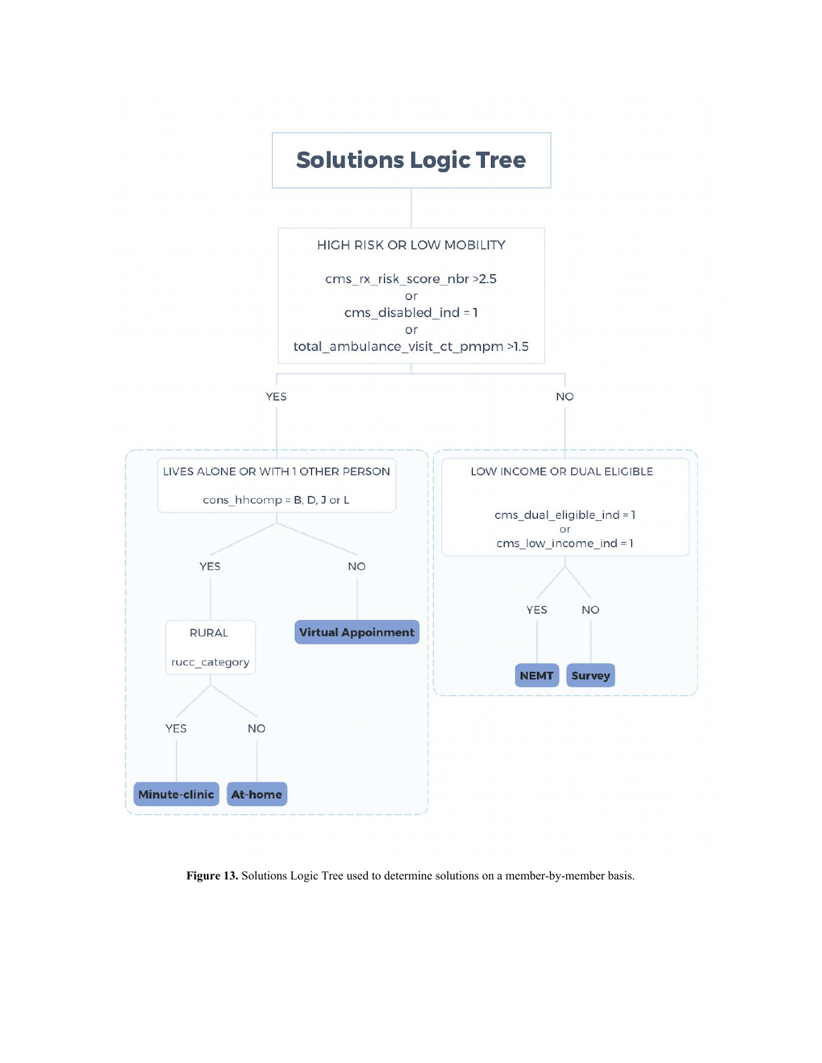# Solutions Logic Tree

**HIGH RISK OR LOW MOBILITY**

cms_rx_risk_score_nbr >2.5
or
cms_disabled_ind = 1
or
total_ambulance_visit_ct_pmpm >1.5

- **YES**
  - **LIVES ALONE OR WITH 1 OTHER PERSON**

    cons_hhcomp = B, D, J or L

    - **YES**
      - **RURAL**

        rucc_category

        - **YES** → **Minute-clinic**
        - **NO** → **At-home**
    - **NO** → **Virtual Appoinment**
- **NO**
  - **LOW INCOME OR DUAL ELIGIBLE**

    cms_dual_eligible_ind = 1
    or
    cms_low_income_ind = 1

    - **YES** → **NEMT**
    - **NO** → **Survey**

**Figure 13.** Solutions Logic Tree used to determine solutions on a member-by-member basis.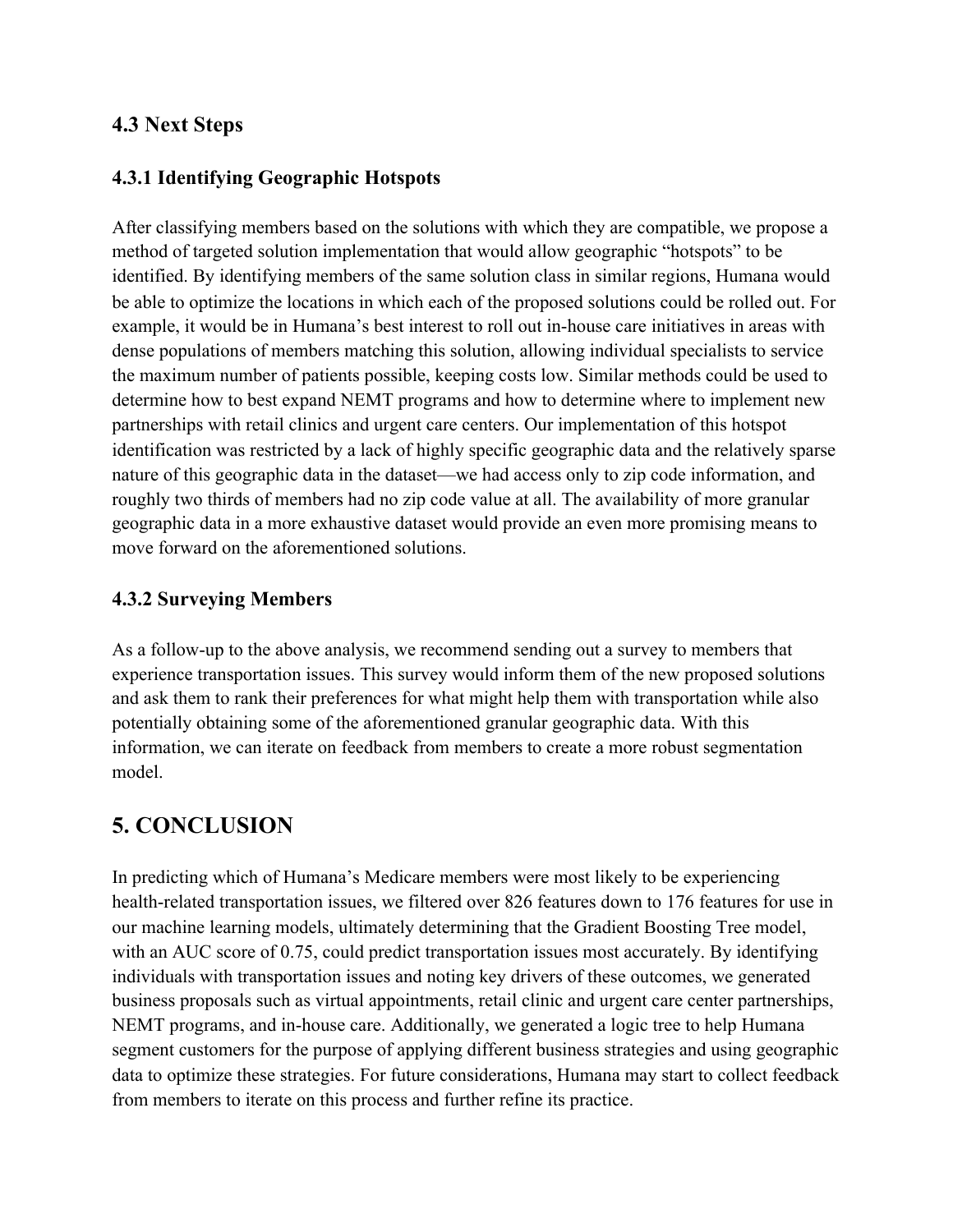### 4.3 Next Steps

#### 4.3.1 Identifying Geographic Hotspots

After classifying members based on the solutions with which they are compatible, we propose a method of targeted solution implementation that would allow geographic "hotspots" to be identified. By identifying members of the same solution class in similar regions, Humana would be able to optimize the locations in which each of the proposed solutions could be rolled out. For example, it would be in Humana's best interest to roll out in-house care initiatives in areas with dense populations of members matching this solution, allowing individual specialists to service the maximum number of patients possible, keeping costs low. Similar methods could be used to determine how to best expand NEMT programs and how to determine where to implement new partnerships with retail clinics and urgent care centers. Our implementation of this hotspot identification was restricted by a lack of highly specific geographic data and the relatively sparse nature of this geographic data in the dataset—we had access only to zip code information, and roughly two thirds of members had no zip code value at all. The availability of more granular geographic data in a more exhaustive dataset would provide an even more promising means to move forward on the aforementioned solutions.

#### 4.3.2 Surveying Members

As a follow-up to the above analysis, we recommend sending out a survey to members that experience transportation issues. This survey would inform them of the new proposed solutions and ask them to rank their preferences for what might help them with transportation while also potentially obtaining some of the aforementioned granular geographic data. With this information, we can iterate on feedback from members to create a more robust segmentation model.

## 5. CONCLUSION

In predicting which of Humana's Medicare members were most likely to be experiencing health-related transportation issues, we filtered over 826 features down to 176 features for use in our machine learning models, ultimately determining that the Gradient Boosting Tree model, with an AUC score of 0.75, could predict transportation issues most accurately. By identifying individuals with transportation issues and noting key drivers of these outcomes, we generated business proposals such as virtual appointments, retail clinic and urgent care center partnerships, NEMT programs, and in-house care. Additionally, we generated a logic tree to help Humana segment customers for the purpose of applying different business strategies and using geographic data to optimize these strategies. For future considerations, Humana may start to collect feedback from members to iterate on this process and further refine its practice.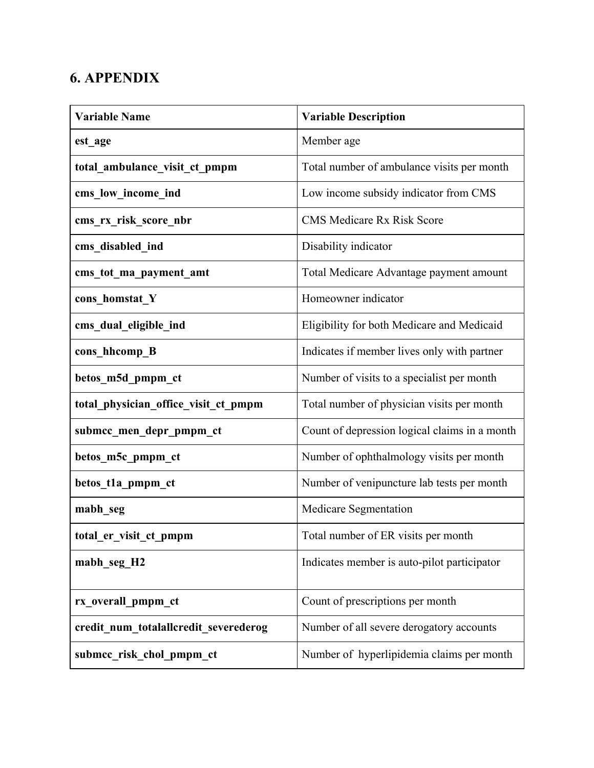## 6. APPENDIX

| Variable Name | Variable Description |
|---|---|
| **est_age** | Member age |
| **total_ambulance_visit_ct_pmpm** | Total number of ambulance visits per month |
| **cms_low_income_ind** | Low income subsidy indicator from CMS |
| **cms_rx_risk_score_nbr** | CMS Medicare Rx Risk Score |
| **cms_disabled_ind** | Disability indicator |
| **cms_tot_ma_payment_amt** | Total Medicare Advantage payment amount |
| **cons_homstat_Y** | Homeowner indicator |
| **cms_dual_eligible_ind** | Eligibility for both Medicare and Medicaid |
| **cons_hhcomp_B** | Indicates if member lives only with partner |
| **betos_m5d_pmpm_ct** | Number of visits to a specialist per month |
| **total_physician_office_visit_ct_pmpm** | Total number of physician visits per month |
| **submcc_men_depr_pmpm_ct** | Count of depression logical claims in a month |
| **betos_m5c_pmpm_ct** | Number of ophthalmology visits per month |
| **betos_t1a_pmpm_ct** | Number of venipuncture lab tests per month |
| **mabh_seg** | Medicare Segmentation |
| **total_er_visit_ct_pmpm** | Total number of ER visits per month |
| **mabh_seg_H2** | Indicates member is auto-pilot participator |
| **rx_overall_pmpm_ct** | Count of prescriptions per month |
| **credit_num_totalallcredit_severederog** | Number of all severe derogatory accounts |
| **submcc_risk_chol_pmpm_ct** | Number of hyperlipidemia claims per month |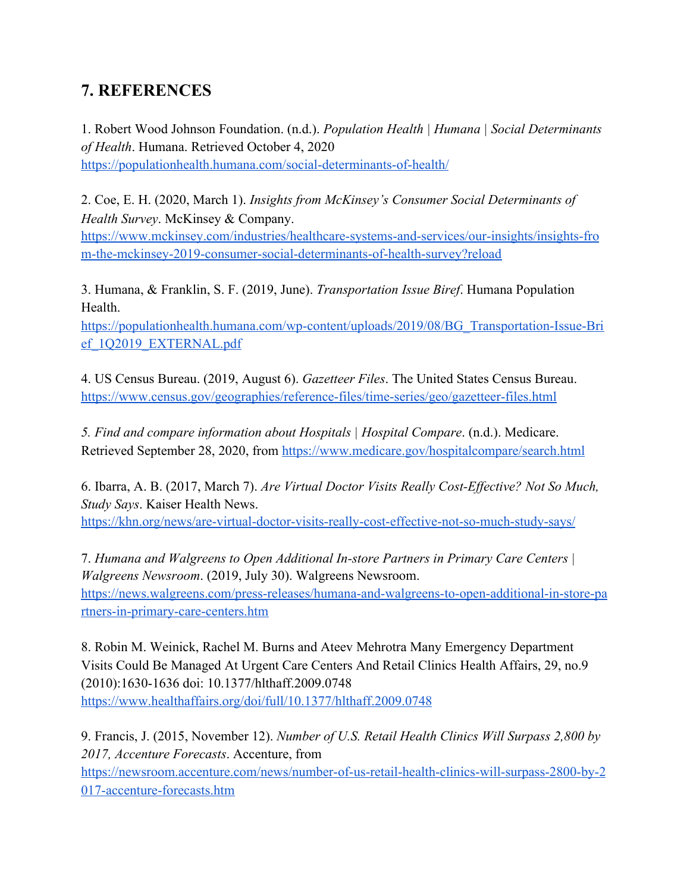## 7. REFERENCES

1. Robert Wood Johnson Foundation. (n.d.). *Population Health | Humana | Social Determinants of Health*. Humana. Retrieved October 4, 2020 https://populationhealth.humana.com/social-determinants-of-health/

2. Coe, E. H. (2020, March 1). *Insights from McKinsey's Consumer Social Determinants of Health Survey*. McKinsey & Company. https://www.mckinsey.com/industries/healthcare-systems-and-services/our-insights/insights-from-the-mckinsey-2019-consumer-social-determinants-of-health-survey?reload

3. Humana, & Franklin, S. F. (2019, June). *Transportation Issue Biref*. Humana Population Health. https://populationhealth.humana.com/wp-content/uploads/2019/08/BG_Transportation-Issue-Brief_1Q2019_EXTERNAL.pdf

4. US Census Bureau. (2019, August 6). *Gazetteer Files*. The United States Census Bureau. https://www.census.gov/geographies/reference-files/time-series/geo/gazetteer-files.html

5. *Find and compare information about Hospitals | Hospital Compare*. (n.d.). Medicare. Retrieved September 28, 2020, from https://www.medicare.gov/hospitalcompare/search.html

6. Ibarra, A. B. (2017, March 7). *Are Virtual Doctor Visits Really Cost-Effective? Not So Much, Study Says*. Kaiser Health News. https://khn.org/news/are-virtual-doctor-visits-really-cost-effective-not-so-much-study-says/

7. *Humana and Walgreens to Open Additional In-store Partners in Primary Care Centers | Walgreens Newsroom*. (2019, July 30). Walgreens Newsroom. https://news.walgreens.com/press-releases/humana-and-walgreens-to-open-additional-in-store-partners-in-primary-care-centers.htm

8. Robin M. Weinick, Rachel M. Burns and Ateev Mehrotra Many Emergency Department Visits Could Be Managed At Urgent Care Centers And Retail Clinics Health Affairs, 29, no.9 (2010):1630-1636 doi: 10.1377/hlthaff.2009.0748 https://www.healthaffairs.org/doi/full/10.1377/hlthaff.2009.0748

9. Francis, J. (2015, November 12). *Number of U.S. Retail Health Clinics Will Surpass 2,800 by 2017, Accenture Forecasts*. Accenture, from https://newsroom.accenture.com/news/number-of-us-retail-health-clinics-will-surpass-2800-by-2017-accenture-forecasts.htm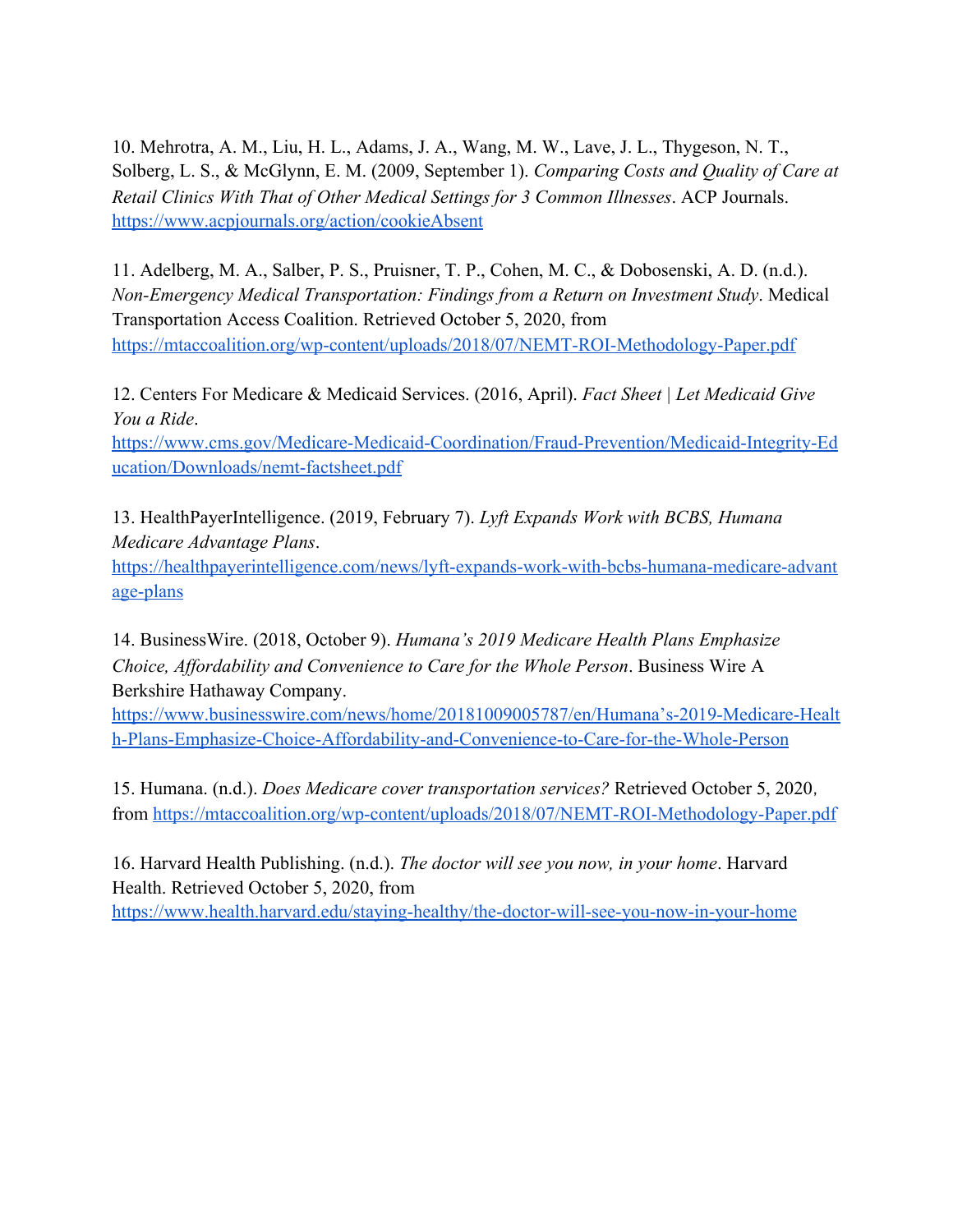10. Mehrotra, A. M., Liu, H. L., Adams, J. A., Wang, M. W., Lave, J. L., Thygeson, N. T., Solberg, L. S., & McGlynn, E. M. (2009, September 1). *Comparing Costs and Quality of Care at Retail Clinics With That of Other Medical Settings for 3 Common Illnesses*. ACP Journals. https://www.acpjournals.org/action/cookieAbsent

11. Adelberg, M. A., Salber, P. S., Pruisner, T. P., Cohen, M. C., & Dobosenski, A. D. (n.d.). *Non-Emergency Medical Transportation: Findings from a Return on Investment Study*. Medical Transportation Access Coalition. Retrieved October 5, 2020, from https://mtaccoalition.org/wp-content/uploads/2018/07/NEMT-ROI-Methodology-Paper.pdf

12. Centers For Medicare & Medicaid Services. (2016, April). *Fact Sheet | Let Medicaid Give You a Ride*. https://www.cms.gov/Medicare-Medicaid-Coordination/Fraud-Prevention/Medicaid-Integrity-Education/Downloads/nemt-factsheet.pdf

13. HealthPayerIntelligence. (2019, February 7). *Lyft Expands Work with BCBS, Humana Medicare Advantage Plans*. https://healthpayerintelligence.com/news/lyft-expands-work-with-bcbs-humana-medicare-advantage-plans

14. BusinessWire. (2018, October 9). *Humana's 2019 Medicare Health Plans Emphasize Choice, Affordability and Convenience to Care for the Whole Person*. Business Wire A Berkshire Hathaway Company. https://www.businesswire.com/news/home/20181009005787/en/Humana's-2019-Medicare-Health-Plans-Emphasize-Choice-Affordability-and-Convenience-to-Care-for-the-Whole-Person

15. Humana. (n.d.). *Does Medicare cover transportation services?* Retrieved October 5, 2020, from https://mtaccoalition.org/wp-content/uploads/2018/07/NEMT-ROI-Methodology-Paper.pdf

16. Harvard Health Publishing. (n.d.). *The doctor will see you now, in your home*. Harvard Health. Retrieved October 5, 2020, from https://www.health.harvard.edu/staying-healthy/the-doctor-will-see-you-now-in-your-home